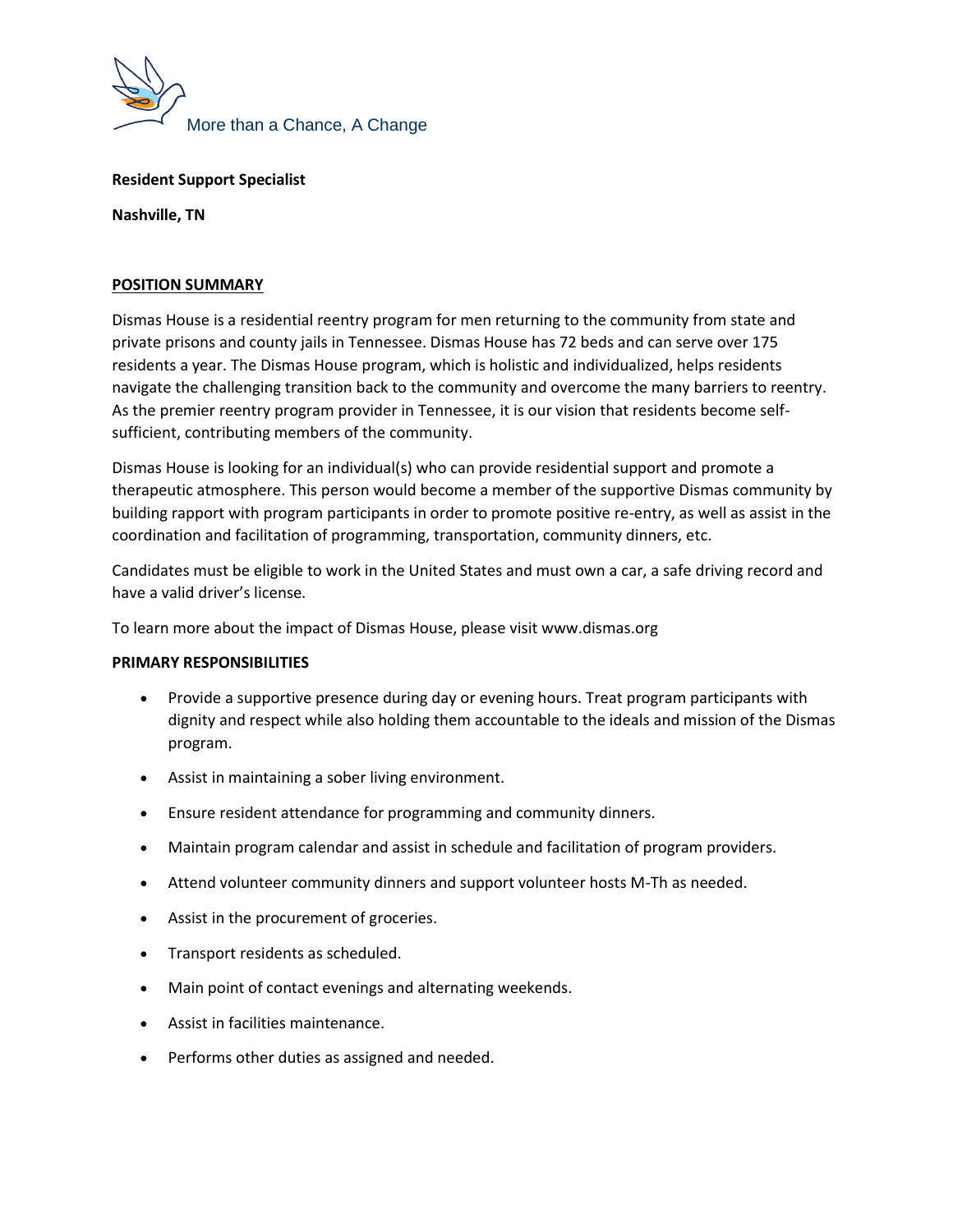More than a Chance, A Change

**Resident Support Specialist**

**Nashville, TN**

## POSITION SUMMARY

Dismas House is a residential reentry program for men returning to the community from state and private prisons and county jails in Tennessee. Dismas House has 72 beds and can serve over 175 residents a year. The Dismas House program, which is holistic and individualized, helps residents navigate the challenging transition back to the community and overcome the many barriers to reentry. As the premier reentry program provider in Tennessee, it is our vision that residents become self-sufficient, contributing members of the community.

Dismas House is looking for an individual(s) who can provide residential support and promote a therapeutic atmosphere. This person would become a member of the supportive Dismas community by building rapport with program participants in order to promote positive re-entry, as well as assist in the coordination and facilitation of programming, transportation, community dinners, etc.

Candidates must be eligible to work in the United States and must own a car, a safe driving record and have a valid driver's license.

To learn more about the impact of Dismas House, please visit www.dismas.org

## PRIMARY RESPONSIBILITIES

- Provide a supportive presence during day or evening hours. Treat program participants with dignity and respect while also holding them accountable to the ideals and mission of the Dismas program.
- Assist in maintaining a sober living environment.
- Ensure resident attendance for programming and community dinners.
- Maintain program calendar and assist in schedule and facilitation of program providers.
- Attend volunteer community dinners and support volunteer hosts M-Th as needed.
- Assist in the procurement of groceries.
- Transport residents as scheduled.
- Main point of contact evenings and alternating weekends.
- Assist in facilities maintenance.
- Performs other duties as assigned and needed.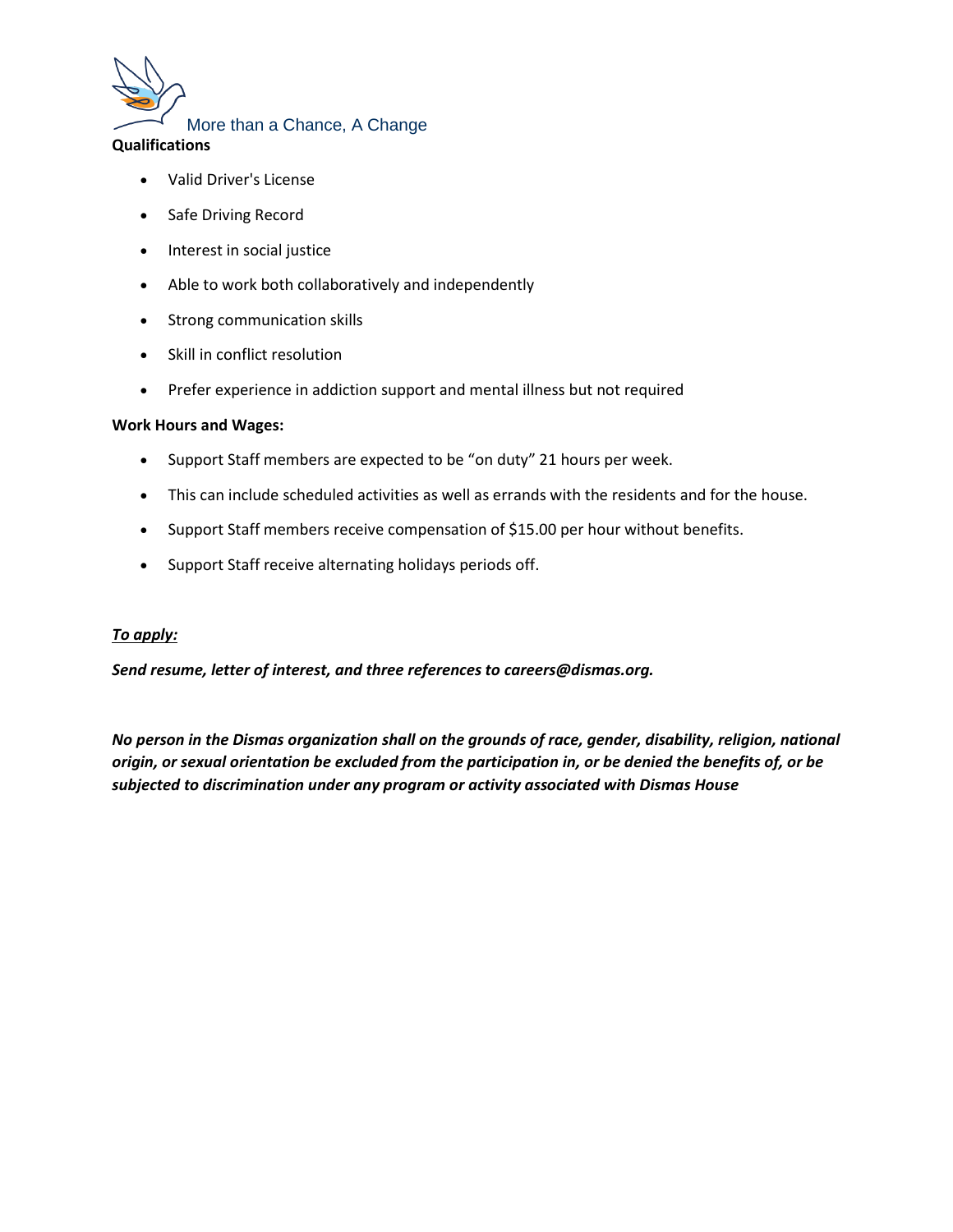More than a Chance, A Change

**Qualifications**

- Valid Driver's License
- Safe Driving Record
- Interest in social justice
- Able to work both collaboratively and independently
- Strong communication skills
- Skill in conflict resolution
- Prefer experience in addiction support and mental illness but not required

**Work Hours and Wages:**

- Support Staff members are expected to be "on duty" 21 hours per week.
- This can include scheduled activities as well as errands with the residents and for the house.
- Support Staff members receive compensation of $15.00 per hour without benefits.
- Support Staff receive alternating holidays periods off.

***To apply:***

***Send resume, letter of interest, and three references to careers@dismas.org.***

***No person in the Dismas organization shall on the grounds of race, gender, disability, religion, national origin, or sexual orientation be excluded from the participation in, or be denied the benefits of, or be subjected to discrimination under any program or activity associated with Dismas House***